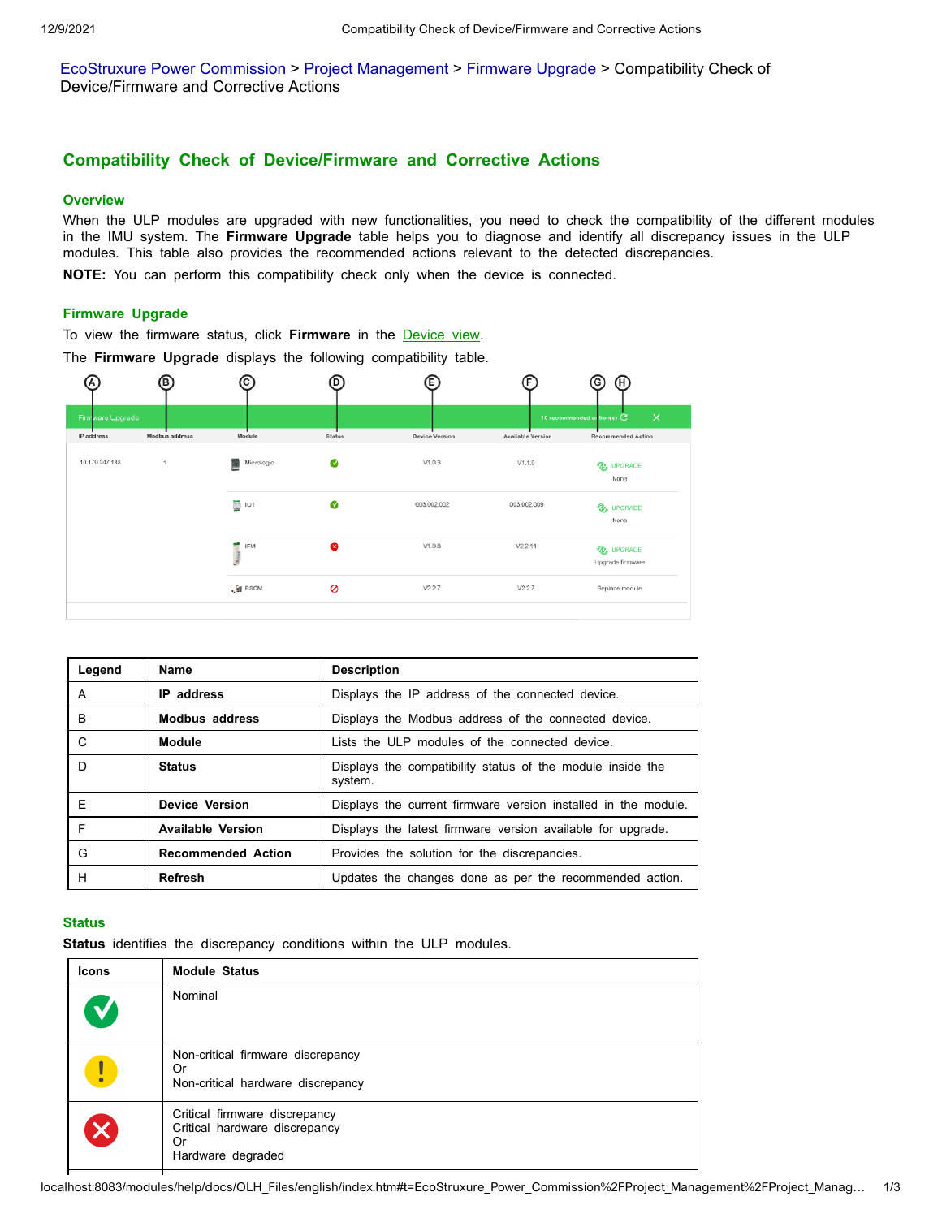EcoStruxure Power Commission > Project Management > Firmware Upgrade > Compatibility Check of Device/Firmware and Corrective Actions

# Compatibility Check of Device/Firmware and Corrective Actions

## Overview

When the ULP modules are upgraded with new functionalities, you need to check the compatibility of the different modules in the IMU system. The **Firmware Upgrade** table helps you to diagnose and identify all discrepancy issues in the ULP modules. This table also provides the recommended actions relevant to the detected discrepancies.

**NOTE:** You can perform this compatibility check only when the device is connected.

## Firmware Upgrade

To view the firmware status, click **Firmware** in the Device view.

The **Firmware Upgrade** displays the following compatibility table.

| Legend | Name | Description |
|---|---|---|
| A | **IP address** | Displays the IP address of the connected device. |
| B | **Modbus address** | Displays the Modbus address of the connected device. |
| C | **Module** | Lists the ULP modules of the connected device. |
| D | **Status** | Displays the compatibility status of the module inside the system. |
| E | **Device Version** | Displays the current firmware version installed in the module. |
| F | **Available Version** | Displays the latest firmware version available for upgrade. |
| G | **Recommended Action** | Provides the solution for the discrepancies. |
| H | **Refresh** | Updates the changes done as per the recommended action. |

## Status

**Status** identifies the discrepancy conditions within the ULP modules.

| Icons | Module Status |
|---|---|
| (green check) | Nominal |
| (yellow exclamation) | Non-critical firmware discrepancy<br>Or<br>Non-critical hardware discrepancy |
| (red cross) | Critical firmware discrepancy<br>Critical hardware discrepancy<br>Or<br>Hardware degraded |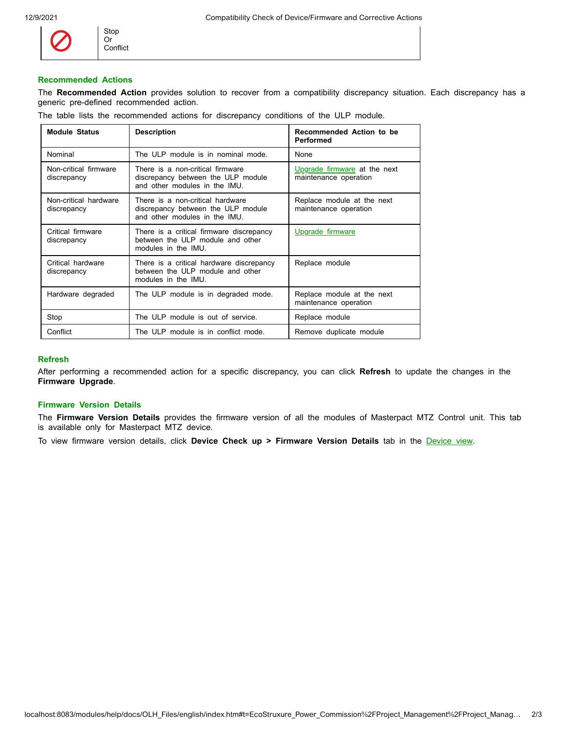| | Stop Or Conflict |
|---|---|

### Recommended Actions

The **Recommended Action** provides solution to recover from a compatibility discrepancy situation. Each discrepancy has a generic pre-defined recommended action.

The table lists the recommended actions for discrepancy conditions of the ULP module.

| Module Status | Description | Recommended Action to be Performed |
|---|---|---|
| Nominal | The ULP module is in nominal mode. | None |
| Non-critical firmware discrepancy | There is a non-critical firmware discrepancy between the ULP module and other modules in the IMU. | Upgrade firmware at the next maintenance operation |
| Non-critical hardware discrepancy | There is a non-critical hardware discrepancy between the ULP module and other modules in the IMU. | Replace module at the next maintenance operation |
| Critical firmware discrepancy | There is a critical firmware discrepancy between the ULP module and other modules in the IMU. | Upgrade firmware |
| Critical hardware discrepancy | There is a critical hardware discrepancy between the ULP module and other modules in the IMU. | Replace module |
| Hardware degraded | The ULP module is in degraded mode. | Replace module at the next maintenance operation |
| Stop | The ULP module is out of service. | Replace module |
| Conflict | The ULP module is in conflict mode. | Remove duplicate module |

### Refresh

After performing a recommended action for a specific discrepancy, you can click **Refresh** to update the changes in the **Firmware Upgrade**.

### Firmware Version Details

The **Firmware Version Details** provides the firmware version of all the modules of Masterpact MTZ Control unit. This tab is available only for Masterpact MTZ device.

To view firmware version details, click **Device Check up > Firmware Version Details** tab in the Device view.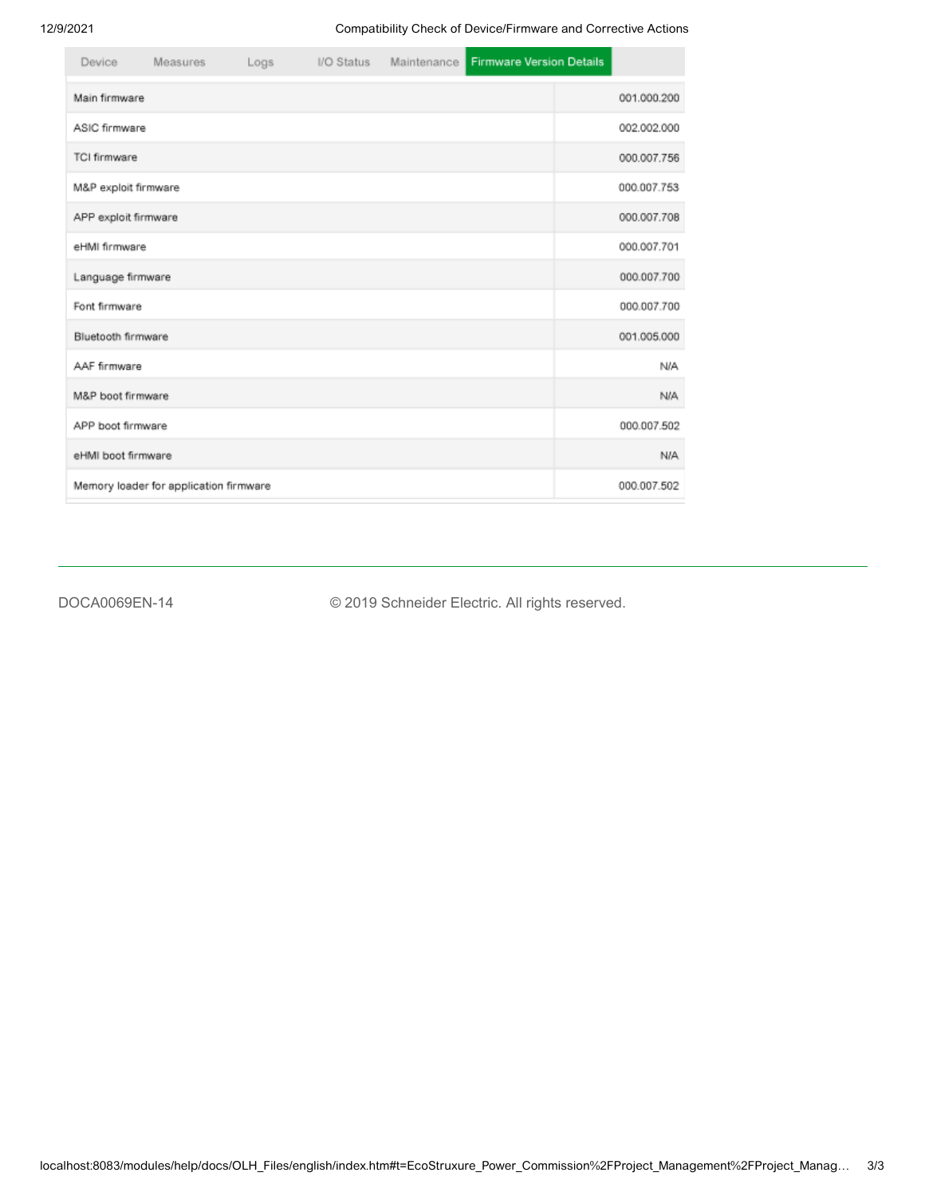| Device | Measures | Logs | I/O Status | Maintenance | Firmware Version Details |
|---|---|---|---|---|---|

| | |
|---|---|
| Main firmware | 001.000.200 |
| ASIC firmware | 002.002.000 |
| TCI firmware | 000.007.756 |
| M&P exploit firmware | 000.007.753 |
| APP exploit firmware | 000.007.708 |
| eHMI firmware | 000.007.701 |
| Language firmware | 000.007.700 |
| Font firmware | 000.007.700 |
| Bluetooth firmware | 001.005.000 |
| AAF firmware | N/A |
| M&P boot firmware | N/A |
| APP boot firmware | 000.007.502 |
| eHMI boot firmware | N/A |
| Memory loader for application firmware | 000.007.502 |

DOCA0069EN-14 © 2019 Schneider Electric. All rights reserved.